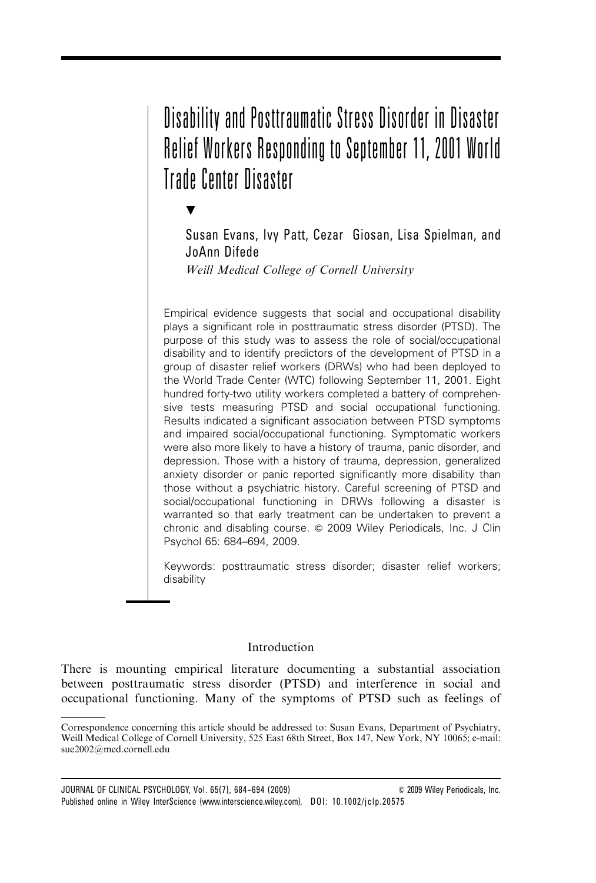# Disability and Posttraumatic Stress Disorder in Disaster Relief Workers Responding to September 11, 2001 World Trade Center Disaster

▼

Susan Evans, Ivy Patt, Cezar Giosan, Lisa Spielman, and JoAnn Difede

*Weill Medical College of Cornell University*

Empirical evidence suggests that social and occupational disability plays a significant role in posttraumatic stress disorder (PTSD). The purpose of this study was to assess the role of social/occupational disability and to identify predictors of the development of PTSD in a group of disaster relief workers (DRWs) who had been deployed to the World Trade Center (WTC) following September 11, 2001. Eight hundred forty-two utility workers completed a battery of comprehensive tests measuring PTSD and social occupational functioning. Results indicated a significant association between PTSD symptoms and impaired social/occupational functioning. Symptomatic workers were also more likely to have a history of trauma, panic disorder, and depression. Those with a history of trauma, depression, generalized anxiety disorder or panic reported significantly more disability than those without a psychiatric history. Careful screening of PTSD and social/occupational functioning in DRWs following a disaster is warranted so that early treatment can be undertaken to prevent a chronic and disabling course. © 2009 Wiley Periodicals, Inc. J Clin Psychol 65: 684–694, 2009.

Keywords: posttraumatic stress disorder; disaster relief workers; disability

## Introduction

There is mounting empirical literature documenting a substantial association between posttraumatic stress disorder (PTSD) and interference in social and occupational functioning. Many of the symptoms of PTSD such as feelings of

Correspondence concerning this article should be addressed to: Susan Evans, Department of Psychiatry, Weill Medical College of Cornell University, 525 East 68th Street, Box 147, New York, NY 10065; e-mail: sue2002@med.cornell.edu

JOURNAL OF CLINICAL PSYCHOLOGY, Vol. 65(7), 684–694 (2009) © 2009 Wiley Periodicals, Inc.
Published online in Wiley InterScience (www.interscience.wiley.com). DOI: 10.1002/jclp.20575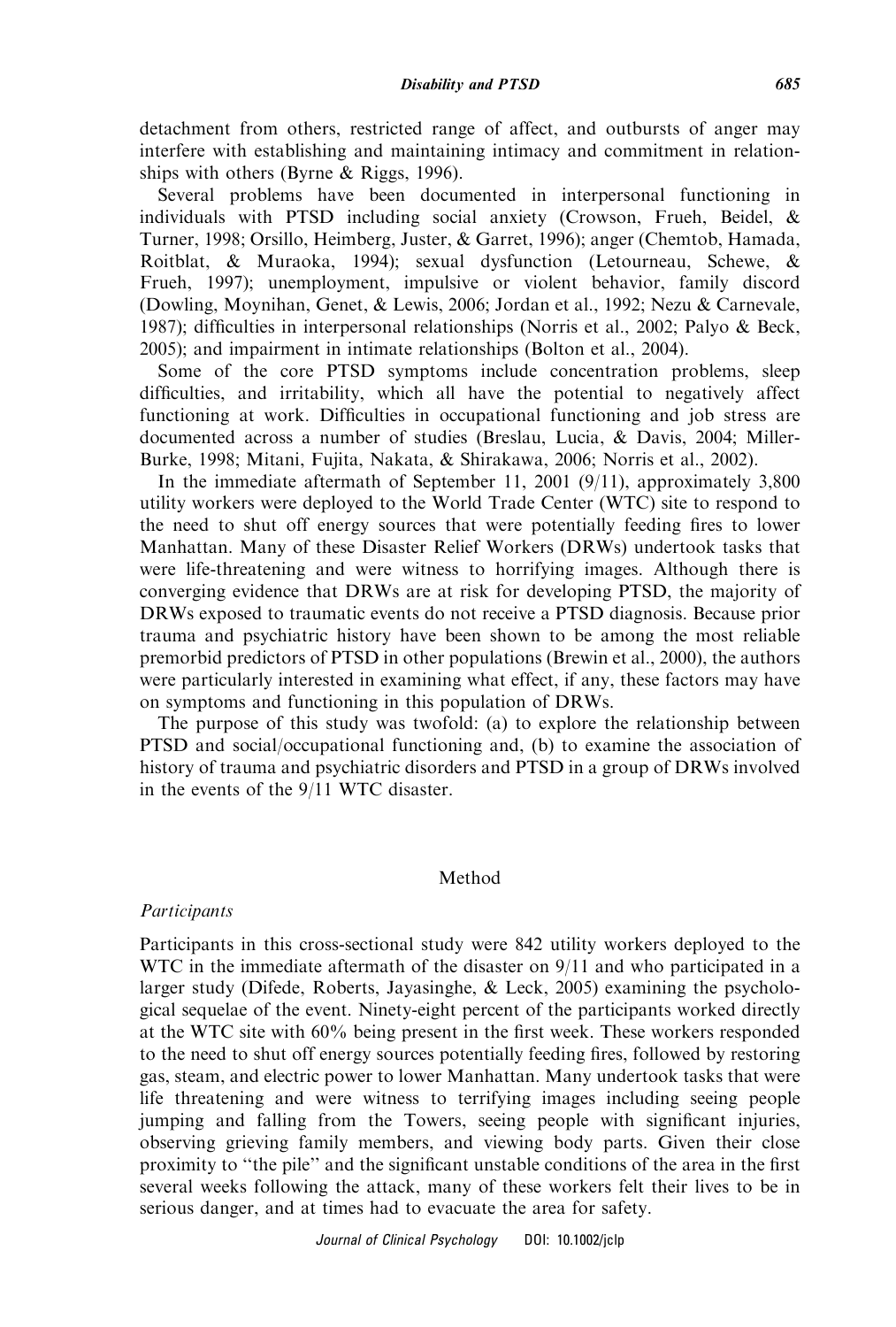detachment from others, restricted range of affect, and outbursts of anger may interfere with establishing and maintaining intimacy and commitment in relationships with others (Byrne & Riggs, 1996).

Several problems have been documented in interpersonal functioning in individuals with PTSD including social anxiety (Crowson, Frueh, Beidel, & Turner, 1998; Orsillo, Heimberg, Juster, & Garret, 1996); anger (Chemtob, Hamada, Roitblat, & Muraoka, 1994); sexual dysfunction (Letourneau, Schewe, & Frueh, 1997); unemployment, impulsive or violent behavior, family discord (Dowling, Moynihan, Genet, & Lewis, 2006; Jordan et al., 1992; Nezu & Carnevale, 1987); difficulties in interpersonal relationships (Norris et al., 2002; Palyo & Beck, 2005); and impairment in intimate relationships (Bolton et al., 2004).

Some of the core PTSD symptoms include concentration problems, sleep difficulties, and irritability, which all have the potential to negatively affect functioning at work. Difficulties in occupational functioning and job stress are documented across a number of studies (Breslau, Lucia, & Davis, 2004; Miller-Burke, 1998; Mitani, Fujita, Nakata, & Shirakawa, 2006; Norris et al., 2002).

In the immediate aftermath of September 11, 2001 (9/11), approximately 3,800 utility workers were deployed to the World Trade Center (WTC) site to respond to the need to shut off energy sources that were potentially feeding fires to lower Manhattan. Many of these Disaster Relief Workers (DRWs) undertook tasks that were life-threatening and were witness to horrifying images. Although there is converging evidence that DRWs are at risk for developing PTSD, the majority of DRWs exposed to traumatic events do not receive a PTSD diagnosis. Because prior trauma and psychiatric history have been shown to be among the most reliable premorbid predictors of PTSD in other populations (Brewin et al., 2000), the authors were particularly interested in examining what effect, if any, these factors may have on symptoms and functioning in this population of DRWs.

The purpose of this study was twofold: (a) to explore the relationship between PTSD and social/occupational functioning and, (b) to examine the association of history of trauma and psychiatric disorders and PTSD in a group of DRWs involved in the events of the 9/11 WTC disaster.

## Method

### *Participants*

Participants in this cross-sectional study were 842 utility workers deployed to the WTC in the immediate aftermath of the disaster on 9/11 and who participated in a larger study (Difede, Roberts, Jayasinghe, & Leck, 2005) examining the psychological sequelae of the event. Ninety-eight percent of the participants worked directly at the WTC site with 60% being present in the first week. These workers responded to the need to shut off energy sources potentially feeding fires, followed by restoring gas, steam, and electric power to lower Manhattan. Many undertook tasks that were life threatening and were witness to terrifying images including seeing people jumping and falling from the Towers, seeing people with significant injuries, observing grieving family members, and viewing body parts. Given their close proximity to "the pile" and the significant unstable conditions of the area in the first several weeks following the attack, many of these workers felt their lives to be in serious danger, and at times had to evacuate the area for safety.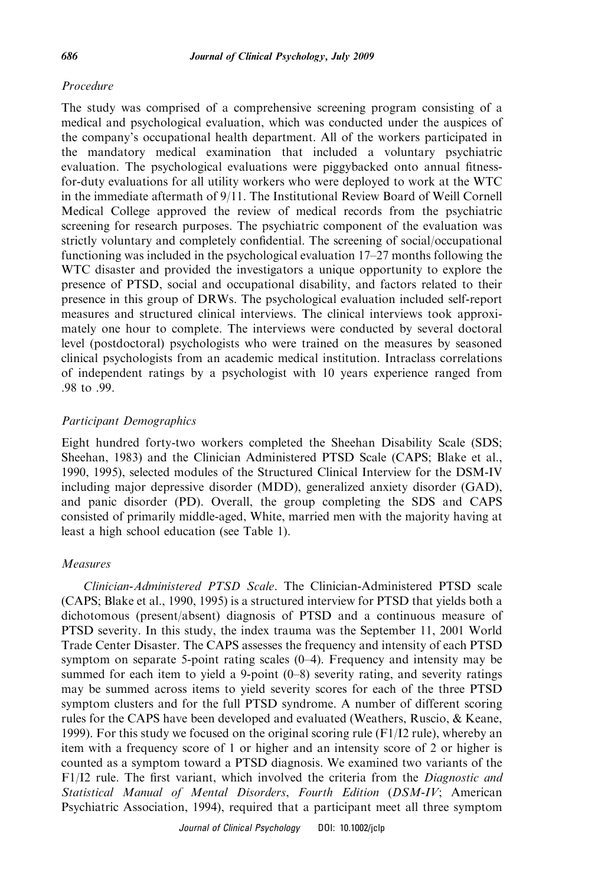### *Procedure*

The study was comprised of a comprehensive screening program consisting of a medical and psychological evaluation, which was conducted under the auspices of the company's occupational health department. All of the workers participated in the mandatory medical examination that included a voluntary psychiatric evaluation. The psychological evaluations were piggybacked onto annual fitness-for-duty evaluations for all utility workers who were deployed to work at the WTC in the immediate aftermath of 9/11. The Institutional Review Board of Weill Cornell Medical College approved the review of medical records from the psychiatric screening for research purposes. The psychiatric component of the evaluation was strictly voluntary and completely confidential. The screening of social/occupational functioning was included in the psychological evaluation 17–27 months following the WTC disaster and provided the investigators a unique opportunity to explore the presence of PTSD, social and occupational disability, and factors related to their presence in this group of DRWs. The psychological evaluation included self-report measures and structured clinical interviews. The clinical interviews took approximately one hour to complete. The interviews were conducted by several doctoral level (postdoctoral) psychologists who were trained on the measures by seasoned clinical psychologists from an academic medical institution. Intraclass correlations of independent ratings by a psychologist with 10 years experience ranged from .98 to .99.

### *Participant Demographics*

Eight hundred forty-two workers completed the Sheehan Disability Scale (SDS; Sheehan, 1983) and the Clinician Administered PTSD Scale (CAPS; Blake et al., 1990, 1995), selected modules of the Structured Clinical Interview for the DSM-IV including major depressive disorder (MDD), generalized anxiety disorder (GAD), and panic disorder (PD). Overall, the group completing the SDS and CAPS consisted of primarily middle-aged, White, married men with the majority having at least a high school education (see Table 1).

### *Measures*

*Clinician-Administered PTSD Scale*. The Clinician-Administered PTSD scale (CAPS; Blake et al., 1990, 1995) is a structured interview for PTSD that yields both a dichotomous (present/absent) diagnosis of PTSD and a continuous measure of PTSD severity. In this study, the index trauma was the September 11, 2001 World Trade Center Disaster. The CAPS assesses the frequency and intensity of each PTSD symptom on separate 5-point rating scales (0–4). Frequency and intensity may be summed for each item to yield a 9-point (0–8) severity rating, and severity ratings may be summed across items to yield severity scores for each of the three PTSD symptom clusters and for the full PTSD syndrome. A number of different scoring rules for the CAPS have been developed and evaluated (Weathers, Ruscio, & Keane, 1999). For this study we focused on the original scoring rule (F1/I2 rule), whereby an item with a frequency score of 1 or higher and an intensity score of 2 or higher is counted as a symptom toward a PTSD diagnosis. We examined two variants of the F1/I2 rule. The first variant, which involved the criteria from the *Diagnostic and Statistical Manual of Mental Disorders, Fourth Edition* (*DSM-IV*; American Psychiatric Association, 1994), required that a participant meet all three symptom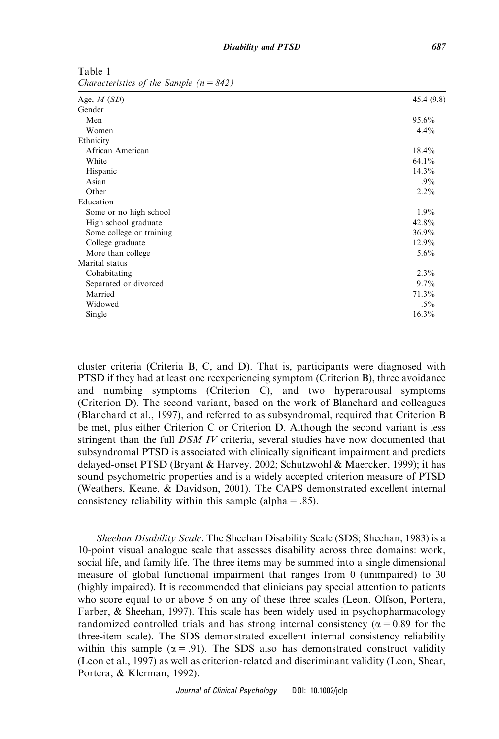Table 1
*Characteristics of the Sample (n = 842)*

| | |
|---|---|
| Age, *M* (*SD*) | 45.4 (9.8) |
| Gender | |
| Men | 95.6% |
| Women | 4.4% |
| Ethnicity | |
| African American | 18.4% |
| White | 64.1% |
| Hispanic | 14.3% |
| Asian | .9% |
| Other | 2.2% |
| Education | |
| Some or no high school | 1.9% |
| High school graduate | 42.8% |
| Some college or training | 36.9% |
| College graduate | 12.9% |
| More than college | 5.6% |
| Marital status | |
| Cohabitating | 2.3% |
| Separated or divorced | 9.7% |
| Married | 71.3% |
| Widowed | .5% |
| Single | 16.3% |

cluster criteria (Criteria B, C, and D). That is, participants were diagnosed with PTSD if they had at least one reexperiencing symptom (Criterion B), three avoidance and numbing symptoms (Criterion C), and two hyperarousal symptoms (Criterion D). The second variant, based on the work of Blanchard and colleagues (Blanchard et al., 1997), and referred to as subsyndromal, required that Criterion B be met, plus either Criterion C or Criterion D. Although the second variant is less stringent than the full *DSM IV* criteria, several studies have now documented that subsyndromal PTSD is associated with clinically significant impairment and predicts delayed-onset PTSD (Bryant & Harvey, 2002; Schutzwohl & Maercker, 1999); it has sound psychometric properties and is a widely accepted criterion measure of PTSD (Weathers, Keane, & Davidson, 2001). The CAPS demonstrated excellent internal consistency reliability within this sample (alpha = .85).

*Sheehan Disability Scale*. The Sheehan Disability Scale (SDS; Sheehan, 1983) is a 10-point visual analogue scale that assesses disability across three domains: work, social life, and family life. The three items may be summed into a single dimensional measure of global functional impairment that ranges from 0 (unimpaired) to 30 (highly impaired). It is recommended that clinicians pay special attention to patients who score equal to or above 5 on any of these three scales (Leon, Olfson, Portera, Farber, & Sheehan, 1997). This scale has been widely used in psychopharmacology randomized controlled trials and has strong internal consistency ($\alpha = 0.89$ for the three-item scale). The SDS demonstrated excellent internal consistency reliability within this sample ($\alpha = .91$). The SDS also has demonstrated construct validity (Leon et al., 1997) as well as criterion-related and discriminant validity (Leon, Shear, Portera, & Klerman, 1992).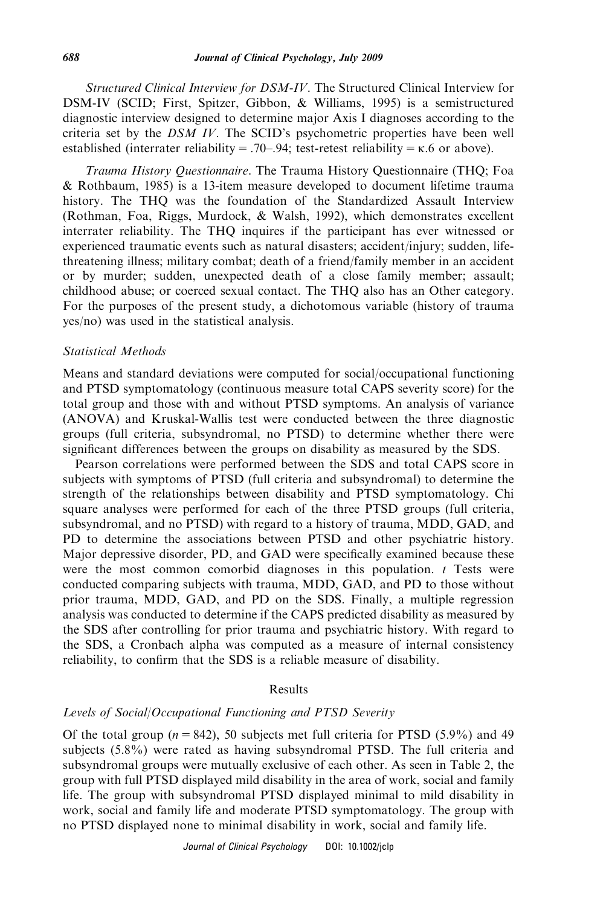*Structured Clinical Interview for DSM-IV*. The Structured Clinical Interview for DSM-IV (SCID; First, Spitzer, Gibbon, & Williams, 1995) is a semistructured diagnostic interview designed to determine major Axis I diagnoses according to the criteria set by the *DSM IV*. The SCID's psychometric properties have been well established (interrater reliability = .70–.94; test-retest reliability = κ.6 or above).

*Trauma History Questionnaire*. The Trauma History Questionnaire (THQ; Foa & Rothbaum, 1985) is a 13-item measure developed to document lifetime trauma history. The THQ was the foundation of the Standardized Assault Interview (Rothman, Foa, Riggs, Murdock, & Walsh, 1992), which demonstrates excellent interrater reliability. The THQ inquires if the participant has ever witnessed or experienced traumatic events such as natural disasters; accident/injury; sudden, life-threatening illness; military combat; death of a friend/family member in an accident or by murder; sudden, unexpected death of a close family member; assault; childhood abuse; or coerced sexual contact. The THQ also has an Other category. For the purposes of the present study, a dichotomous variable (history of trauma yes/no) was used in the statistical analysis.

### *Statistical Methods*

Means and standard deviations were computed for social/occupational functioning and PTSD symptomatology (continuous measure total CAPS severity score) for the total group and those with and without PTSD symptoms. An analysis of variance (ANOVA) and Kruskal-Wallis test were conducted between the three diagnostic groups (full criteria, subsyndromal, no PTSD) to determine whether there were significant differences between the groups on disability as measured by the SDS.

Pearson correlations were performed between the SDS and total CAPS score in subjects with symptoms of PTSD (full criteria and subsyndromal) to determine the strength of the relationships between disability and PTSD symptomatology. Chi square analyses were performed for each of the three PTSD groups (full criteria, subsyndromal, and no PTSD) with regard to a history of trauma, MDD, GAD, and PD to determine the associations between PTSD and other psychiatric history. Major depressive disorder, PD, and GAD were specifically examined because these were the most common comorbid diagnoses in this population. $t$ Tests were conducted comparing subjects with trauma, MDD, GAD, and PD to those without prior trauma, MDD, GAD, and PD on the SDS. Finally, a multiple regression analysis was conducted to determine if the CAPS predicted disability as measured by the SDS after controlling for prior trauma and psychiatric history. With regard to the SDS, a Cronbach alpha was computed as a measure of internal consistency reliability, to confirm that the SDS is a reliable measure of disability.

## Results

### *Levels of Social/Occupational Functioning and PTSD Severity*

Of the total group ($n = 842$), 50 subjects met full criteria for PTSD (5.9%) and 49 subjects (5.8%) were rated as having subsyndromal PTSD. The full criteria and subsyndromal groups were mutually exclusive of each other. As seen in Table 2, the group with full PTSD displayed mild disability in the area of work, social and family life. The group with subsyndromal PTSD displayed minimal to mild disability in work, social and family life and moderate PTSD symptomatology. The group with no PTSD displayed none to minimal disability in work, social and family life.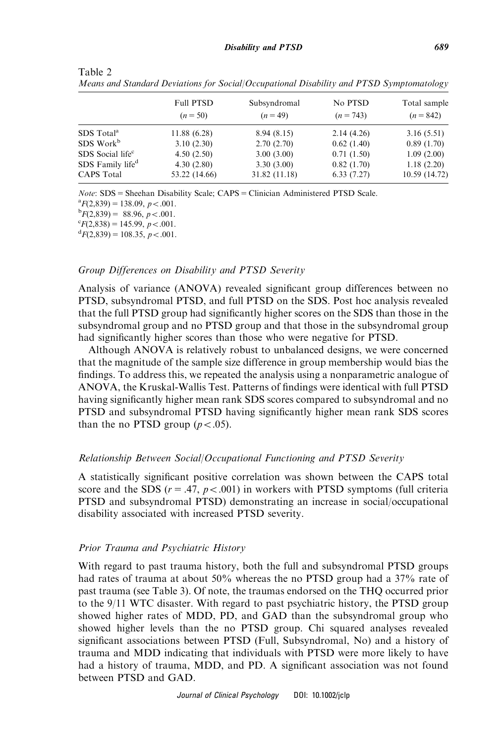Table 2

*Means and Standard Deviations for Social/Occupational Disability and PTSD Symptomatology*

| | Full PTSD ($n = 50$) | Subsyndromal ($n = 49$) | No PTSD ($n = 743$) | Total sample ($n = 842$) |
|---|---|---|---|---|
| SDS Total[a] | 11.88 (6.28) | 8.94 (8.15) | 2.14 (4.26) | 3.16 (5.51) |
| SDS Work[b] | 3.10 (2.30) | 2.70 (2.70) | 0.62 (1.40) | 0.89 (1.70) |
| SDS Social life[c] | 4.50 (2.50) | 3.00 (3.00) | 0.71 (1.50) | 1.09 (2.00) |
| SDS Family life[d] | 4.30 (2.80) | 3.30 (3.00) | 0.82 (1.70) | 1.18 (2.20) |
| CAPS Total | 53.22 (14.66) | 31.82 (11.18) | 6.33 (7.27) | 10.59 (14.72) |

*Note*: SDS = Sheehan Disability Scale; CAPS = Clinician Administered PTSD Scale.

[a] $F(2,839) = 138.09$, $p < .001$.

[b] $F(2,839) = 88.96$, $p < .001$.

[c] $F(2,838) = 145.99$, $p < .001$.

[d] $F(2,839) = 108.35$, $p < .001$.

### *Group Differences on Disability and PTSD Severity*

Analysis of variance (ANOVA) revealed significant group differences between no PTSD, subsyndromal PTSD, and full PTSD on the SDS. Post hoc analysis revealed that the full PTSD group had significantly higher scores on the SDS than those in the subsyndromal group and no PTSD group and that those in the subsyndromal group had significantly higher scores than those who were negative for PTSD.

Although ANOVA is relatively robust to unbalanced designs, we were concerned that the magnitude of the sample size difference in group membership would bias the findings. To address this, we repeated the analysis using a nonparametric analogue of ANOVA, the Kruskal-Wallis Test. Patterns of findings were identical with full PTSD having significantly higher mean rank SDS scores compared to subsyndromal and no PTSD and subsyndromal PTSD having significantly higher mean rank SDS scores than the no PTSD group ($p < .05$).

### *Relationship Between Social/Occupational Functioning and PTSD Severity*

A statistically significant positive correlation was shown between the CAPS total score and the SDS ($r = .47$, $p < .001$) in workers with PTSD symptoms (full criteria PTSD and subsyndromal PTSD) demonstrating an increase in social/occupational disability associated with increased PTSD severity.

### *Prior Trauma and Psychiatric History*

With regard to past trauma history, both the full and subsyndromal PTSD groups had rates of trauma at about 50% whereas the no PTSD group had a 37% rate of past trauma (see Table 3). Of note, the traumas endorsed on the THQ occurred prior to the 9/11 WTC disaster. With regard to past psychiatric history, the PTSD group showed higher rates of MDD, PD, and GAD than the subsyndromal group who showed higher levels than the no PTSD group. Chi squared analyses revealed significant associations between PTSD (Full, Subsyndromal, No) and a history of trauma and MDD indicating that individuals with PTSD were more likely to have had a history of trauma, MDD, and PD. A significant association was not found between PTSD and GAD.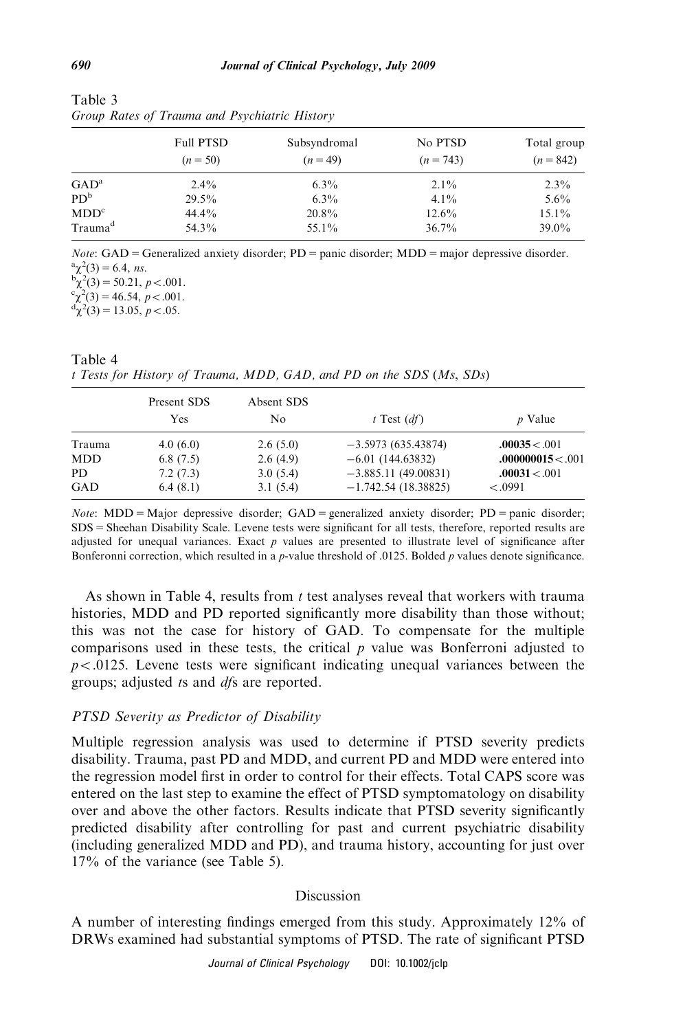Table 3
*Group Rates of Trauma and Psychiatric History*

| | Full PTSD ($n = 50$) | Subsyndromal ($n = 49$) | No PTSD ($n = 743$) | Total group ($n = 842$) |
|---|---|---|---|---|
| GAD[a] | 2.4% | 6.3% | 2.1% | 2.3% |
| PD[b] | 29.5% | 6.3% | 4.1% | 5.6% |
| MDD[c] | 44.4% | 20.8% | 12.6% | 15.1% |
| Trauma[d] | 54.3% | 55.1% | 36.7% | 39.0% |

*Note*: GAD = Generalized anxiety disorder; PD = panic disorder; MDD = major depressive disorder.
[a] $\chi^2(3) = 6.4$, *ns*.
[b] $\chi^2(3) = 50.21$, $p < .001$.
[c] $\chi^2(3) = 46.54$, $p < .001$.
[d] $\chi^2(3) = 13.05$, $p < .05$.

Table 4
*t Tests for History of Trauma, MDD, GAD, and PD on the SDS (Ms, SDs)*

| | Present SDS Yes | Absent SDS No | $t$ Test ($df$) | $p$ Value |
|---|---|---|---|---|
| Trauma | 4.0 (6.0) | 2.6 (5.0) | −3.5973 (635.43874) | **.00035** < .001 |
| MDD | 6.8 (7.5) | 2.6 (4.9) | −6.01 (144.63832) | **.000000015** < .001 |
| PD | 7.2 (7.3) | 3.0 (5.4) | −3.885.11 (49.00831) | **.00031** < .001 |
| GAD | 6.4 (8.1) | 3.1 (5.4) | −1.742.54 (18.38825) | < .0991 |

*Note*: MDD = Major depressive disorder; GAD = generalized anxiety disorder; PD = panic disorder; SDS = Sheehan Disability Scale. Levene tests were significant for all tests, therefore, reported results are adjusted for unequal variances. Exact $p$ values are presented to illustrate level of significance after Bonferonni correction, which resulted in a $p$-value threshold of .0125. Bolded $p$ values denote significance.

As shown in Table 4, results from $t$ test analyses reveal that workers with trauma histories, MDD and PD reported significantly more disability than those without; this was not the case for history of GAD. To compensate for the multiple comparisons used in these tests, the critical $p$ value was Bonferroni adjusted to $p < .0125$. Levene tests were significant indicating unequal variances between the groups; adjusted $t$s and $df$s are reported.

### PTSD Severity as Predictor of Disability

Multiple regression analysis was used to determine if PTSD severity predicts disability. Trauma, past PD and MDD, and current PD and MDD were entered into the regression model first in order to control for their effects. Total CAPS score was entered on the last step to examine the effect of PTSD symptomatology on disability over and above the other factors. Results indicate that PTSD severity significantly predicted disability after controlling for past and current psychiatric disability (including generalized MDD and PD), and trauma history, accounting for just over 17% of the variance (see Table 5).

## Discussion

A number of interesting findings emerged from this study. Approximately 12% of DRWs examined had substantial symptoms of PTSD. The rate of significant PTSD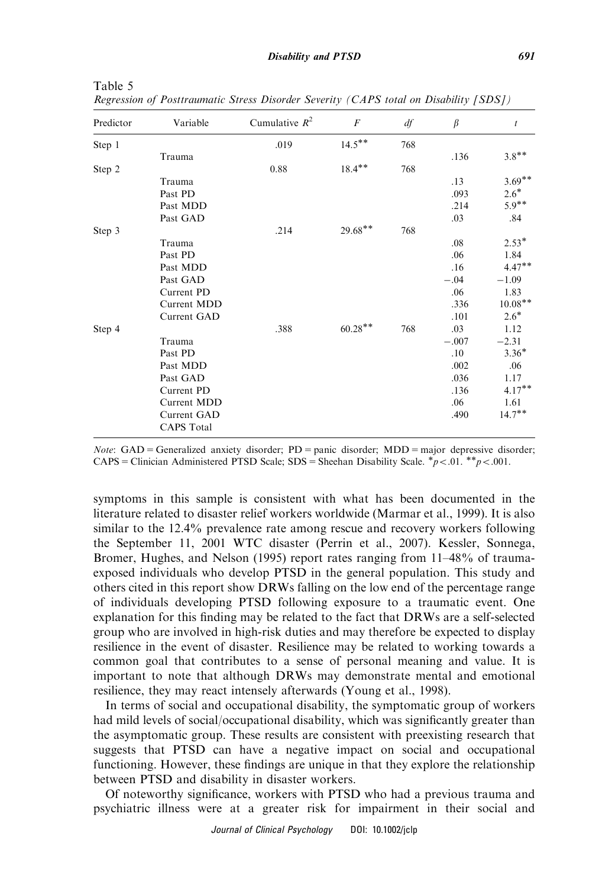Table 5
*Regression of Posttraumatic Stress Disorder Severity (CAPS total on Disability [SDS])*

| Predictor | Variable | Cumulative $R^2$ | $F$ | $df$ | $\beta$ | $t$ |
|---|---|---|---|---|---|---|
| Step 1 | | .019 | $14.5^{**}$ | 768 | | |
| | Trauma | | | | .136 | $3.8^{**}$ |
| Step 2 | | 0.88 | $18.4^{**}$ | 768 | | |
| | Trauma | | | | .13 | $3.69^{**}$ |
| | Past PD | | | | .093 | $2.6^{*}$ |
| | Past MDD | | | | .214 | $5.9^{**}$ |
| | Past GAD | | | | .03 | .84 |
| Step 3 | | .214 | $29.68^{**}$ | 768 | | |
| | Trauma | | | | .08 | $2.53^{*}$ |
| | Past PD | | | | .06 | 1.84 |
| | Past MDD | | | | .16 | $4.47^{**}$ |
| | Past GAD | | | | −.04 | −1.09 |
| | Current PD | | | | .06 | 1.83 |
| | Current MDD | | | | .336 | $10.08^{**}$ |
| | Current GAD | | | | .101 | $2.6^{*}$ |
| Step 4 | | .388 | $60.28^{**}$ | 768 | .03 | 1.12 |
| | Trauma | | | | −.007 | −2.31 |
| | Past PD | | | | .10 | $3.36^{*}$ |
| | Past MDD | | | | .002 | .06 |
| | Past GAD | | | | .036 | 1.17 |
| | Current PD | | | | .136 | $4.17^{**}$ |
| | Current MDD | | | | .06 | 1.61 |
| | Current GAD | | | | .490 | $14.7^{**}$ |
| | CAPS Total | | | | | |

*Note*: GAD = Generalized anxiety disorder; PD = panic disorder; MDD = major depressive disorder; CAPS = Clinician Administered PTSD Scale; SDS = Sheehan Disability Scale. $^{*}p < .01$. $^{**}p < .001$.

symptoms in this sample is consistent with what has been documented in the literature related to disaster relief workers worldwide (Marmar et al., 1999). It is also similar to the 12.4% prevalence rate among rescue and recovery workers following the September 11, 2001 WTC disaster (Perrin et al., 2007). Kessler, Sonnega, Bromer, Hughes, and Nelson (1995) report rates ranging from 11–48% of trauma-exposed individuals who develop PTSD in the general population. This study and others cited in this report show DRWs falling on the low end of the percentage range of individuals developing PTSD following exposure to a traumatic event. One explanation for this finding may be related to the fact that DRWs are a self-selected group who are involved in high-risk duties and may therefore be expected to display resilience in the event of disaster. Resilience may be related to working towards a common goal that contributes to a sense of personal meaning and value. It is important to note that although DRWs may demonstrate mental and emotional resilience, they may react intensely afterwards (Young et al., 1998).

In terms of social and occupational disability, the symptomatic group of workers had mild levels of social/occupational disability, which was significantly greater than the asymptomatic group. These results are consistent with preexisting research that suggests that PTSD can have a negative impact on social and occupational functioning. However, these findings are unique in that they explore the relationship between PTSD and disability in disaster workers.

Of noteworthy significance, workers with PTSD who had a previous trauma and psychiatric illness were at a greater risk for impairment in their social and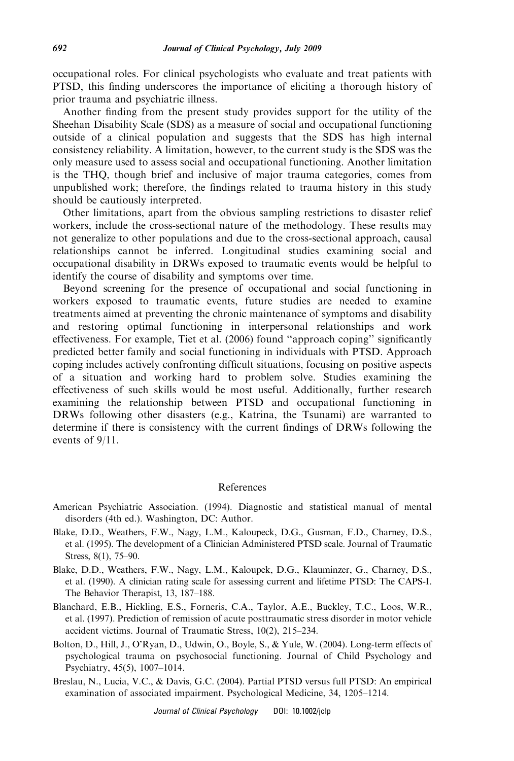occupational roles. For clinical psychologists who evaluate and treat patients with PTSD, this finding underscores the importance of eliciting a thorough history of prior trauma and psychiatric illness.

Another finding from the present study provides support for the utility of the Sheehan Disability Scale (SDS) as a measure of social and occupational functioning outside of a clinical population and suggests that the SDS has high internal consistency reliability. A limitation, however, to the current study is the SDS was the only measure used to assess social and occupational functioning. Another limitation is the THQ, though brief and inclusive of major trauma categories, comes from unpublished work; therefore, the findings related to trauma history in this study should be cautiously interpreted.

Other limitations, apart from the obvious sampling restrictions to disaster relief workers, include the cross-sectional nature of the methodology. These results may not generalize to other populations and due to the cross-sectional approach, causal relationships cannot be inferred. Longitudinal studies examining social and occupational disability in DRWs exposed to traumatic events would be helpful to identify the course of disability and symptoms over time.

Beyond screening for the presence of occupational and social functioning in workers exposed to traumatic events, future studies are needed to examine treatments aimed at preventing the chronic maintenance of symptoms and disability and restoring optimal functioning in interpersonal relationships and work effectiveness. For example, Tiet et al. (2006) found "approach coping" significantly predicted better family and social functioning in individuals with PTSD. Approach coping includes actively confronting difficult situations, focusing on positive aspects of a situation and working hard to problem solve. Studies examining the effectiveness of such skills would be most useful. Additionally, further research examining the relationship between PTSD and occupational functioning in DRWs following other disasters (e.g., Katrina, the Tsunami) are warranted to determine if there is consistency with the current findings of DRWs following the events of 9/11.

## References

American Psychiatric Association. (1994). Diagnostic and statistical manual of mental disorders (4th ed.). Washington, DC: Author.

Blake, D.D., Weathers, F.W., Nagy, L.M., Kaloupeck, D.G., Gusman, F.D., Charney, D.S., et al. (1995). The development of a Clinician Administered PTSD scale. Journal of Traumatic Stress, 8(1), 75–90.

Blake, D.D., Weathers, F.W., Nagy, L.M., Kaloupek, D.G., Klauminzer, G., Charney, D.S., et al. (1990). A clinician rating scale for assessing current and lifetime PTSD: The CAPS-I. The Behavior Therapist, 13, 187–188.

Blanchard, E.B., Hickling, E.S., Forneris, C.A., Taylor, A.E., Buckley, T.C., Loos, W.R., et al. (1997). Prediction of remission of acute posttraumatic stress disorder in motor vehicle accident victims. Journal of Traumatic Stress, 10(2), 215–234.

Bolton, D., Hill, J., O'Ryan, D., Udwin, O., Boyle, S., & Yule, W. (2004). Long-term effects of psychological trauma on psychosocial functioning. Journal of Child Psychology and Psychiatry, 45(5), 1007–1014.

Breslau, N., Lucia, V.C., & Davis, G.C. (2004). Partial PTSD versus full PTSD: An empirical examination of associated impairment. Psychological Medicine, 34, 1205–1214.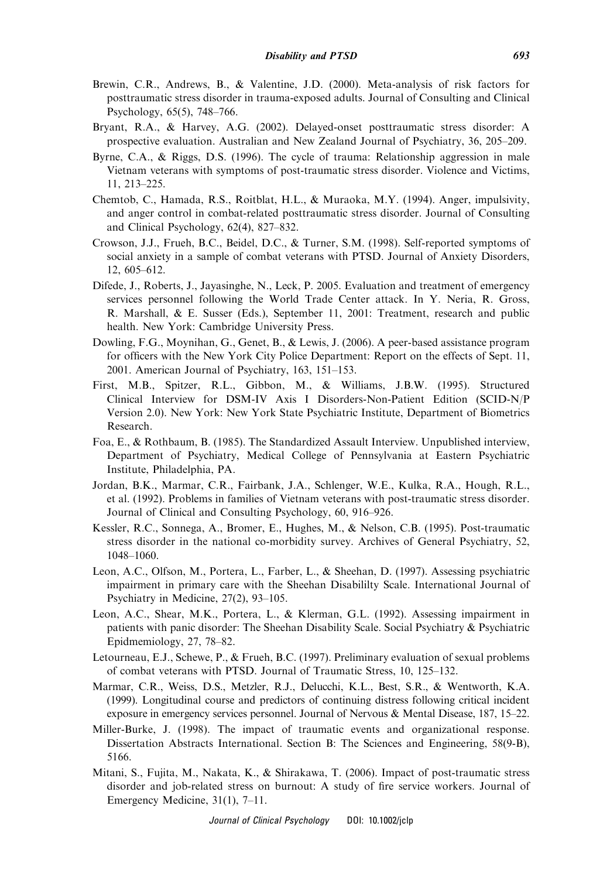Brewin, C.R., Andrews, B., & Valentine, J.D. (2000). Meta-analysis of risk factors for posttraumatic stress disorder in trauma-exposed adults. Journal of Consulting and Clinical Psychology, 65(5), 748–766.

Bryant, R.A., & Harvey, A.G. (2002). Delayed-onset posttraumatic stress disorder: A prospective evaluation. Australian and New Zealand Journal of Psychiatry, 36, 205–209.

Byrne, C.A., & Riggs, D.S. (1996). The cycle of trauma: Relationship aggression in male Vietnam veterans with symptoms of post-traumatic stress disorder. Violence and Victims, 11, 213–225.

Chemtob, C., Hamada, R.S., Roitblat, H.L., & Muraoka, M.Y. (1994). Anger, impulsivity, and anger control in combat-related posttraumatic stress disorder. Journal of Consulting and Clinical Psychology, 62(4), 827–832.

Crowson, J.J., Frueh, B.C., Beidel, D.C., & Turner, S.M. (1998). Self-reported symptoms of social anxiety in a sample of combat veterans with PTSD. Journal of Anxiety Disorders, 12, 605–612.

Difede, J., Roberts, J., Jayasinghe, N., Leck, P. 2005. Evaluation and treatment of emergency services personnel following the World Trade Center attack. In Y. Neria, R. Gross, R. Marshall, & E. Susser (Eds.), September 11, 2001: Treatment, research and public health. New York: Cambridge University Press.

Dowling, F.G., Moynihan, G., Genet, B., & Lewis, J. (2006). A peer-based assistance program for officers with the New York City Police Department: Report on the effects of Sept. 11, 2001. American Journal of Psychiatry, 163, 151–153.

First, M.B., Spitzer, R.L., Gibbon, M., & Williams, J.B.W. (1995). Structured Clinical Interview for DSM-IV Axis I Disorders-Non-Patient Edition (SCID-N/P Version 2.0). New York: New York State Psychiatric Institute, Department of Biometrics Research.

Foa, E., & Rothbaum, B. (1985). The Standardized Assault Interview. Unpublished interview, Department of Psychiatry, Medical College of Pennsylvania at Eastern Psychiatric Institute, Philadelphia, PA.

Jordan, B.K., Marmar, C.R., Fairbank, J.A., Schlenger, W.E., Kulka, R.A., Hough, R.L., et al. (1992). Problems in families of Vietnam veterans with post-traumatic stress disorder. Journal of Clinical and Consulting Psychology, 60, 916–926.

Kessler, R.C., Sonnega, A., Bromer, E., Hughes, M., & Nelson, C.B. (1995). Post-traumatic stress disorder in the national co-morbidity survey. Archives of General Psychiatry, 52, 1048–1060.

Leon, A.C., Olfson, M., Portera, L., Farber, L., & Sheehan, D. (1997). Assessing psychiatric impairment in primary care with the Sheehan Disabililty Scale. International Journal of Psychiatry in Medicine, 27(2), 93–105.

Leon, A.C., Shear, M.K., Portera, L., & Klerman, G.L. (1992). Assessing impairment in patients with panic disorder: The Sheehan Disability Scale. Social Psychiatry & Psychiatric Epidmemiology, 27, 78–82.

Letourneau, E.J., Schewe, P., & Frueh, B.C. (1997). Preliminary evaluation of sexual problems of combat veterans with PTSD. Journal of Traumatic Stress, 10, 125–132.

Marmar, C.R., Weiss, D.S., Metzler, R.J., Delucchi, K.L., Best, S.R., & Wentworth, K.A. (1999). Longitudinal course and predictors of continuing distress following critical incident exposure in emergency services personnel. Journal of Nervous & Mental Disease, 187, 15–22.

Miller-Burke, J. (1998). The impact of traumatic events and organizational response. Dissertation Abstracts International. Section B: The Sciences and Engineering, 58(9-B), 5166.

Mitani, S., Fujita, M., Nakata, K., & Shirakawa, T. (2006). Impact of post-traumatic stress disorder and job-related stress on burnout: A study of fire service workers. Journal of Emergency Medicine, 31(1), 7–11.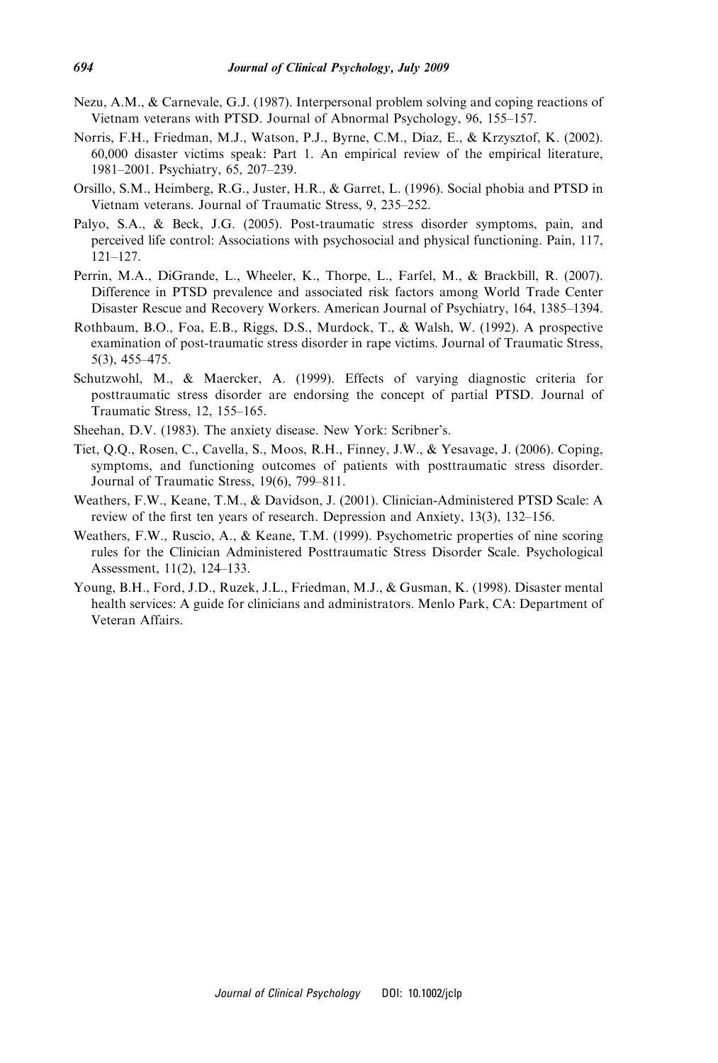Nezu, A.M., & Carnevale, G.J. (1987). Interpersonal problem solving and coping reactions of Vietnam veterans with PTSD. Journal of Abnormal Psychology, 96, 155–157.

Norris, F.H., Friedman, M.J., Watson, P.J., Byrne, C.M., Diaz, E., & Krzysztof, K. (2002). 60,000 disaster victims speak: Part 1. An empirical review of the empirical literature, 1981–2001. Psychiatry, 65, 207–239.

Orsillo, S.M., Heimberg, R.G., Juster, H.R., & Garret, L. (1996). Social phobia and PTSD in Vietnam veterans. Journal of Traumatic Stress, 9, 235–252.

Palyo, S.A., & Beck, J.G. (2005). Post-traumatic stress disorder symptoms, pain, and perceived life control: Associations with psychosocial and physical functioning. Pain, 117, 121–127.

Perrin, M.A., DiGrande, L., Wheeler, K., Thorpe, L., Farfel, M., & Brackbill, R. (2007). Difference in PTSD prevalence and associated risk factors among World Trade Center Disaster Rescue and Recovery Workers. American Journal of Psychiatry, 164, 1385–1394.

Rothbaum, B.O., Foa, E.B., Riggs, D.S., Murdock, T., & Walsh, W. (1992). A prospective examination of post-traumatic stress disorder in rape victims. Journal of Traumatic Stress, 5(3), 455–475.

Schutzwohl, M., & Maercker, A. (1999). Effects of varying diagnostic criteria for posttraumatic stress disorder are endorsing the concept of partial PTSD. Journal of Traumatic Stress, 12, 155–165.

Sheehan, D.V. (1983). The anxiety disease. New York: Scribner's.

Tiet, Q.Q., Rosen, C., Cavella, S., Moos, R.H., Finney, J.W., & Yesavage, J. (2006). Coping, symptoms, and functioning outcomes of patients with posttraumatic stress disorder. Journal of Traumatic Stress, 19(6), 799–811.

Weathers, F.W., Keane, T.M., & Davidson, J. (2001). Clinician-Administered PTSD Scale: A review of the first ten years of research. Depression and Anxiety, 13(3), 132–156.

Weathers, F.W., Ruscio, A., & Keane, T.M. (1999). Psychometric properties of nine scoring rules for the Clinician Administered Posttraumatic Stress Disorder Scale. Psychological Assessment, 11(2), 124–133.

Young, B.H., Ford, J.D., Ruzek, J.L., Friedman, M.J., & Gusman, K. (1998). Disaster mental health services: A guide for clinicians and administrators. Menlo Park, CA: Department of Veteran Affairs.